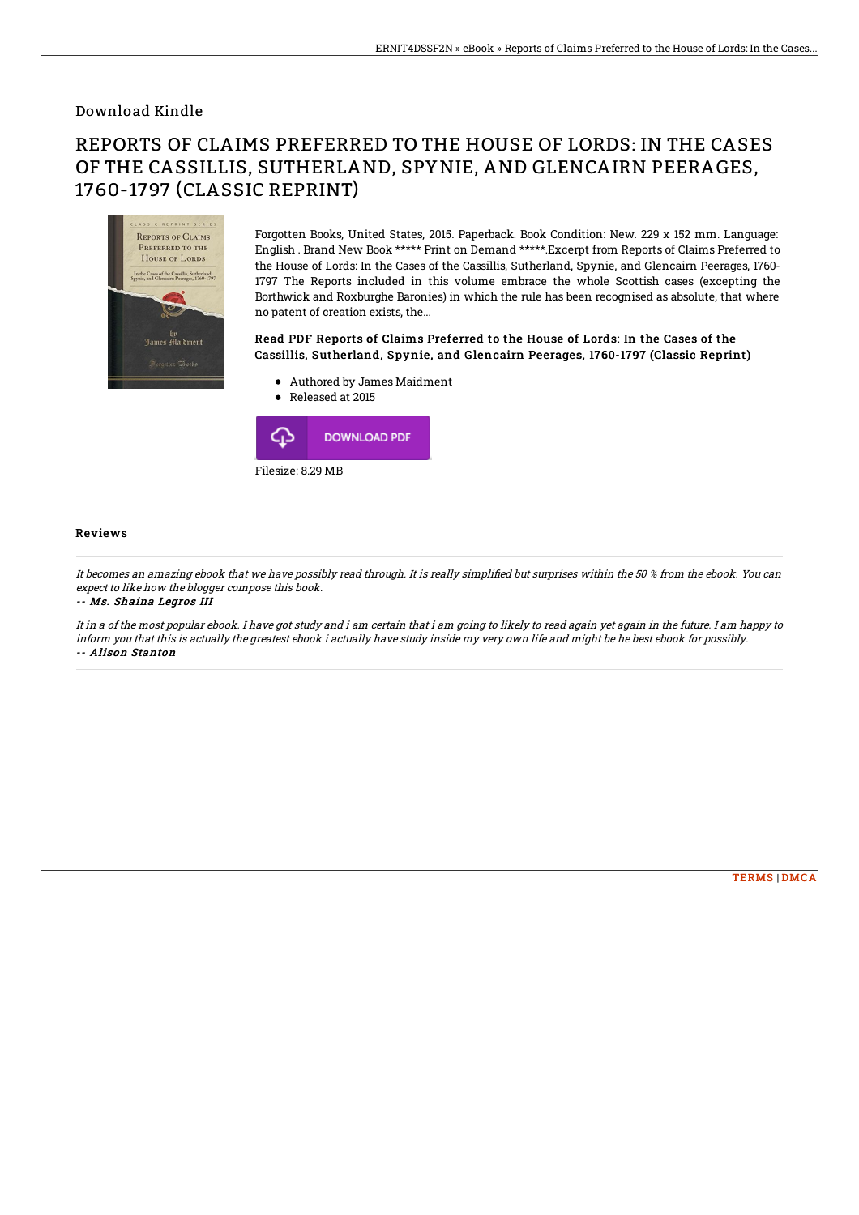Download Kindle

# REPORTS OF CLAIMS PREFERRED TO THE HOUSE OF LORDS: IN THE CASES OF THE CASSILLIS, SUTHERLAND, SPYNIE, AND GLENCAIRN PEERAGES, 1760-1797 (CLASSIC REPRINT)

Forgotten Books, United States, 2015. Paperback. Book Condition: New. 229 x 152 mm. Language: English . Brand New Book ***** Print on Demand *****.Excerpt from Reports of Claims Preferred to the House of Lords: In the Cases of the Cassillis, Sutherland, Spynie, and Glencairn Peerages, 1760-1797 The Reports included in this volume embrace the whole Scottish cases (excepting the Borthwick and Roxburghe Baronies) in which the rule has been recognised as absolute, that where no patent of creation exists, the...

### Read PDF Reports of Claims Preferred to the House of Lords: In the Cases of the Cassillis, Sutherland, Spynie, and Glencairn Peerages, 1760-1797 (Classic Reprint)

- Authored by James Maidment
- Released at 2015

DOWNLOAD PDF

Filesize: 8.29 MB

## Reviews

*It becomes an amazing ebook that we have possibly read through. It is really simplified but surprises within the 50 % from the ebook. You can expect to like how the blogger compose this book.*

-- *Ms. Shaina Legros III*

*It in a of the most popular ebook. I have got study and i am certain that i am going to likely to read again yet again in the future. I am happy to inform you that this is actually the greatest ebook i actually have study inside my very own life and might be he best ebook for possibly.*

-- *Alison Stanton*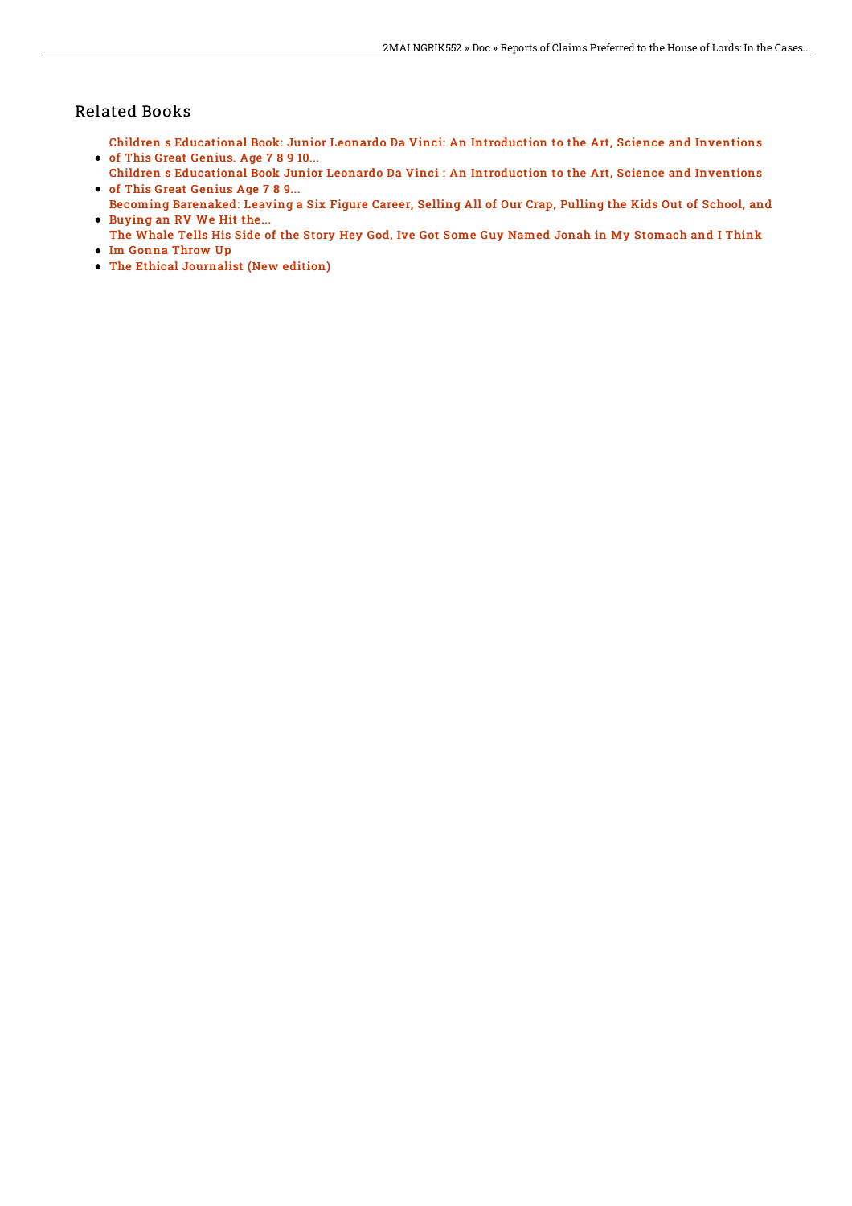## Related Books

- Children s Educational Book: Junior Leonardo Da Vinci: An Introduction to the Art, Science and Inventions of This Great Genius. Age 7 8 9 10...
- Children s Educational Book Junior Leonardo Da Vinci : An Introduction to the Art, Science and Inventions of This Great Genius Age 7 8 9...
- Becoming Barenaked: Leaving a Six Figure Career, Selling All of Our Crap, Pulling the Kids Out of School, and Buying an RV We Hit the...
- The Whale Tells His Side of the Story Hey God, Ive Got Some Guy Named Jonah in My Stomach and I Think Im Gonna Throw Up
- The Ethical Journalist (New edition)